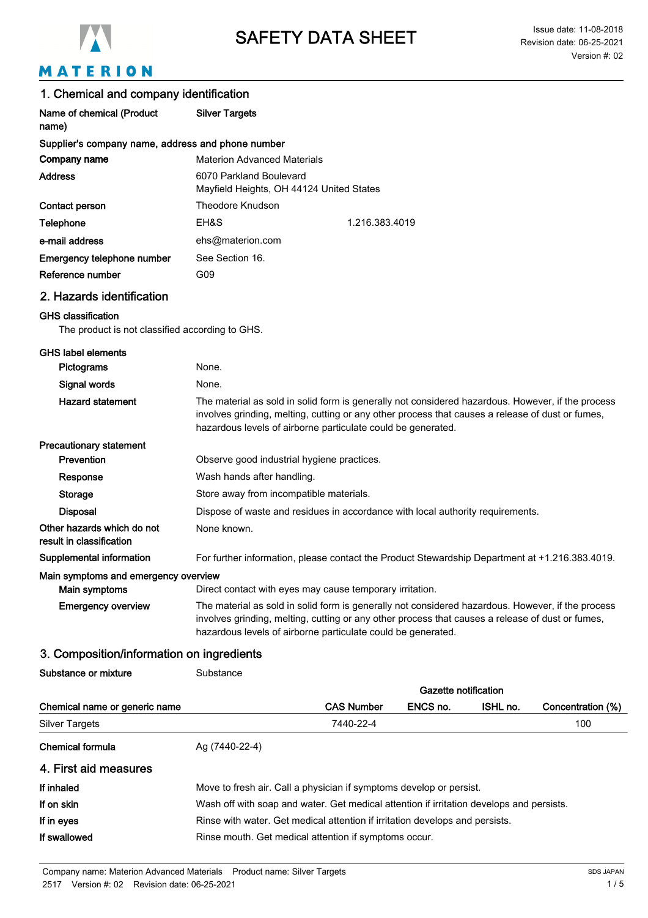# SAFETY DATA SHEET

Issue date: 11-08-2018
Revision date: 06-25-2021
Version #: 02

## 1. Chemical and company identification

| | | |
|---|---|---|
| **Name of chemical (Product name)** | **Silver Targets** | |
| **Supplier's company name, address and phone number** | | |
| **Company name** | Materion Advanced Materials | |
| **Address** | 6070 Parkland Boulevard<br>Mayfield Heights, OH 44124 United States | |
| **Contact person** | Theodore Knudson | |
| **Telephone** | EH&S | 1.216.383.4019 |
| **e-mail address** | ehs@materion.com | |
| **Emergency telephone number** | See Section 16. | |
| **Reference number** | G09 | |

## 2. Hazards identification

**GHS classification**

The product is not classified according to GHS.

**GHS label elements**

| | |
|---|---|
| **Pictograms** | None. |
| **Signal words** | None. |
| **Hazard statement** | The material as sold in solid form is generally not considered hazardous. However, if the process involves grinding, melting, cutting or any other process that causes a release of dust or fumes, hazardous levels of airborne particulate could be generated. |

**Precautionary statement**

| | |
|---|---|
| **Prevention** | Observe good industrial hygiene practices. |
| **Response** | Wash hands after handling. |
| **Storage** | Store away from incompatible materials. |
| **Disposal** | Dispose of waste and residues in accordance with local authority requirements. |
| **Other hazards which do not result in classification** | None known. |
| **Supplemental information** | For further information, please contact the Product Stewardship Department at +1.216.383.4019. |

**Main symptoms and emergency overview**

| | |
|---|---|
| **Main symptoms** | Direct contact with eyes may cause temporary irritation. |
| **Emergency overview** | The material as sold in solid form is generally not considered hazardous. However, if the process involves grinding, melting, cutting or any other process that causes a release of dust or fumes, hazardous levels of airborne particulate could be generated. |

## 3. Composition/information on ingredients

**Substance or mixture** Substance

| | | Gazette notification | | |
|---|---|---|---|---|
| **Chemical name or generic name** | **CAS Number** | **ENCS no.** | **ISHL no.** | **Concentration (%)** |
| Silver Targets | 7440-22-4 | | | 100 |

**Chemical formula** Ag (7440-22-4)

## 4. First aid measures

| | |
|---|---|
| **If inhaled** | Move to fresh air. Call a physician if symptoms develop or persist. |
| **If on skin** | Wash off with soap and water. Get medical attention if irritation develops and persists. |
| **If in eyes** | Rinse with water. Get medical attention if irritation develops and persists. |
| **If swallowed** | Rinse mouth. Get medical attention if symptoms occur. |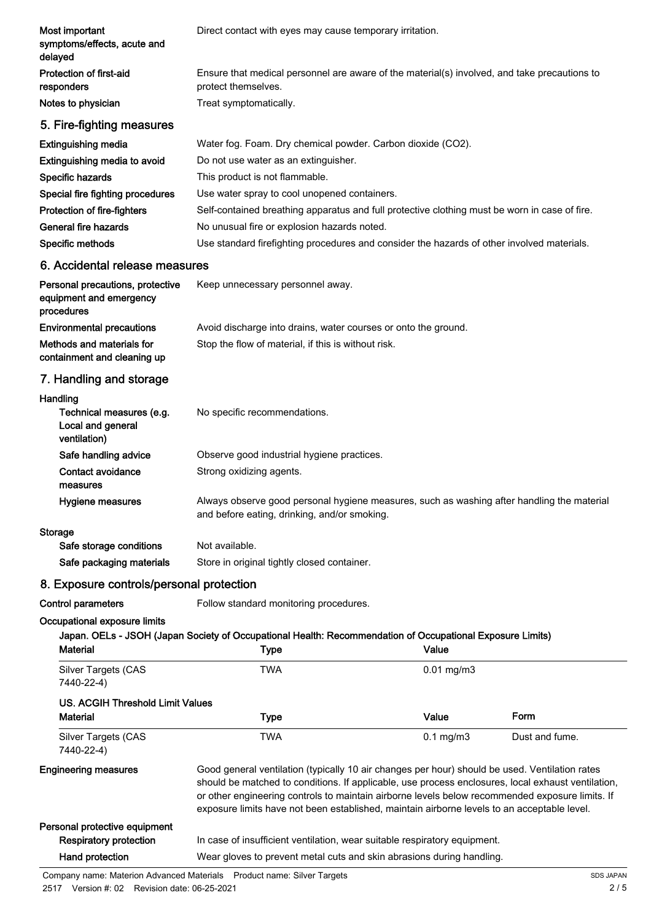| | |
|---|---|
| **Most important symptoms/effects, acute and delayed** | Direct contact with eyes may cause temporary irritation. |
| **Protection of first-aid responders** | Ensure that medical personnel are aware of the material(s) involved, and take precautions to protect themselves. |
| **Notes to physician** | Treat symptomatically. |

## 5. Fire-fighting measures

| | |
|---|---|
| **Extinguishing media** | Water fog. Foam. Dry chemical powder. Carbon dioxide ($CO_2$). |
| **Extinguishing media to avoid** | Do not use water as an extinguisher. |
| **Specific hazards** | This product is not flammable. |
| **Special fire fighting procedures** | Use water spray to cool unopened containers. |
| **Protection of fire-fighters** | Self-contained breathing apparatus and full protective clothing must be worn in case of fire. |
| **General fire hazards** | No unusual fire or explosion hazards noted. |
| **Specific methods** | Use standard firefighting procedures and consider the hazards of other involved materials. |

## 6. Accidental release measures

| | |
|---|---|
| **Personal precautions, protective equipment and emergency procedures** | Keep unnecessary personnel away. |
| **Environmental precautions** | Avoid discharge into drains, water courses or onto the ground. |
| **Methods and materials for containment and cleaning up** | Stop the flow of material, if this is without risk. |

## 7. Handling and storage

**Handling**

| | |
|---|---|
| **Technical measures (e.g. Local and general ventilation)** | No specific recommendations. |
| **Safe handling advice** | Observe good industrial hygiene practices. |
| **Contact avoidance measures** | Strong oxidizing agents. |
| **Hygiene measures** | Always observe good personal hygiene measures, such as washing after handling the material and before eating, drinking, and/or smoking. |

**Storage**

| | |
|---|---|
| **Safe storage conditions** | Not available. |
| **Safe packaging materials** | Store in original tightly closed container. |

## 8. Exposure controls/personal protection

**Control parameters** Follow standard monitoring procedures.

**Occupational exposure limits**

**Japan. OELs - JSOH (Japan Society of Occupational Health: Recommendation of Occupational Exposure Limits)**

| Material | Type | Value |
|---|---|---|
| Silver Targets (CAS 7440-22-4) | TWA | 0.01 mg/m3 |

**US. ACGIH Threshold Limit Values**

| Material | Type | Value | Form |
|---|---|---|---|
| Silver Targets (CAS 7440-22-4) | TWA | 0.1 mg/m3 | Dust and fume. |

| | |
|---|---|
| **Engineering measures** | Good general ventilation (typically 10 air changes per hour) should be used. Ventilation rates should be matched to conditions. If applicable, use process enclosures, local exhaust ventilation, or other engineering controls to maintain airborne levels below recommended exposure limits. If exposure limits have not been established, maintain airborne levels to an acceptable level. |

**Personal protective equipment**

| | |
|---|---|
| **Respiratory protection** | In case of insufficient ventilation, wear suitable respiratory equipment. |
| **Hand protection** | Wear gloves to prevent metal cuts and skin abrasions during handling. |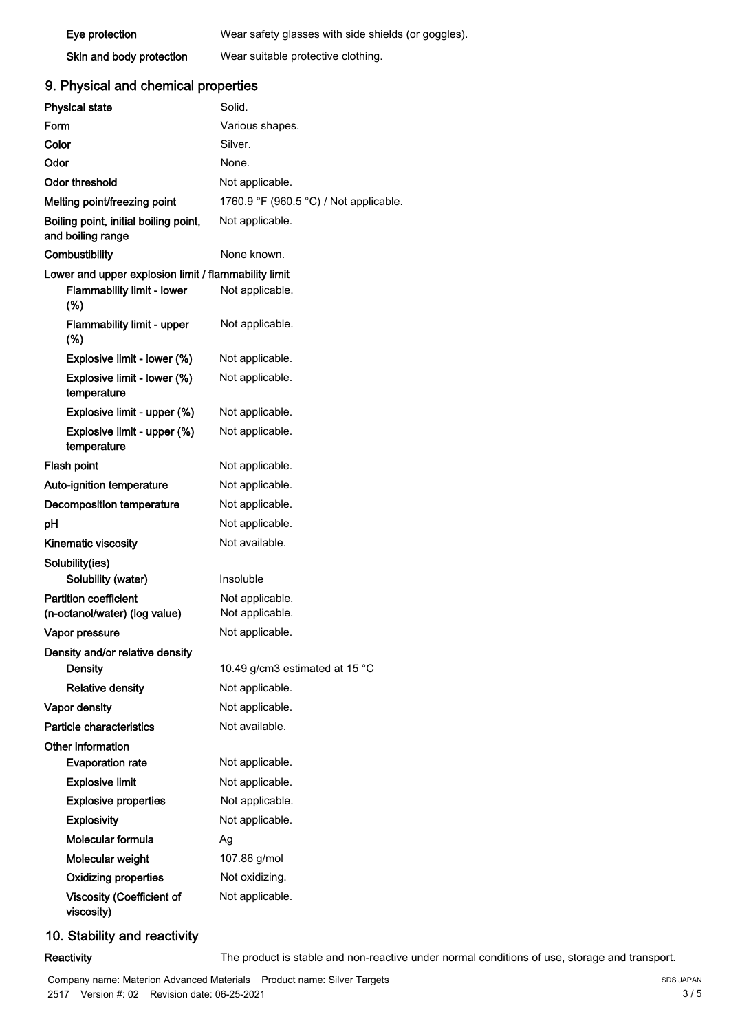| | |
|---|---|
| **Eye protection** | Wear safety glasses with side shields (or goggles). |
| **Skin and body protection** | Wear suitable protective clothing. |

## 9. Physical and chemical properties

| | |
|---|---|
| **Physical state** | Solid. |
| **Form** | Various shapes. |
| **Color** | Silver. |
| **Odor** | None. |
| **Odor threshold** | Not applicable. |
| **Melting point/freezing point** | 1760.9 °F (960.5 °C) / Not applicable. |
| **Boiling point, initial boiling point, and boiling range** | Not applicable. |
| **Combustibility** | None known. |
| **Lower and upper explosion limit / flammability limit** | |
| **Flammability limit - lower (%)** | Not applicable. |
| **Flammability limit - upper (%)** | Not applicable. |
| **Explosive limit - lower (%)** | Not applicable. |
| **Explosive limit - lower (%) temperature** | Not applicable. |
| **Explosive limit - upper (%)** | Not applicable. |
| **Explosive limit - upper (%) temperature** | Not applicable. |
| **Flash point** | Not applicable. |
| **Auto-ignition temperature** | Not applicable. |
| **Decomposition temperature** | Not applicable. |
| **pH** | Not applicable. |
| **Kinematic viscosity** | Not available. |
| **Solubility(ies)** | |
| **Solubility (water)** | Insoluble |
| **Partition coefficient (n-octanol/water) (log value)** | Not applicable. Not applicable. |
| **Vapor pressure** | Not applicable. |
| **Density and/or relative density** | |
| **Density** | 10.49 g/cm3 estimated at 15 °C |
| **Relative density** | Not applicable. |
| **Vapor density** | Not applicable. |
| **Particle characteristics** | Not available. |
| **Other information** | |
| **Evaporation rate** | Not applicable. |
| **Explosive limit** | Not applicable. |
| **Explosive properties** | Not applicable. |
| **Explosivity** | Not applicable. |
| **Molecular formula** | Ag |
| **Molecular weight** | 107.86 g/mol |
| **Oxidizing properties** | Not oxidizing. |
| **Viscosity (Coefficient of viscosity)** | Not applicable. |

## 10. Stability and reactivity

| | |
|---|---|
| **Reactivity** | The product is stable and non-reactive under normal conditions of use, storage and transport. |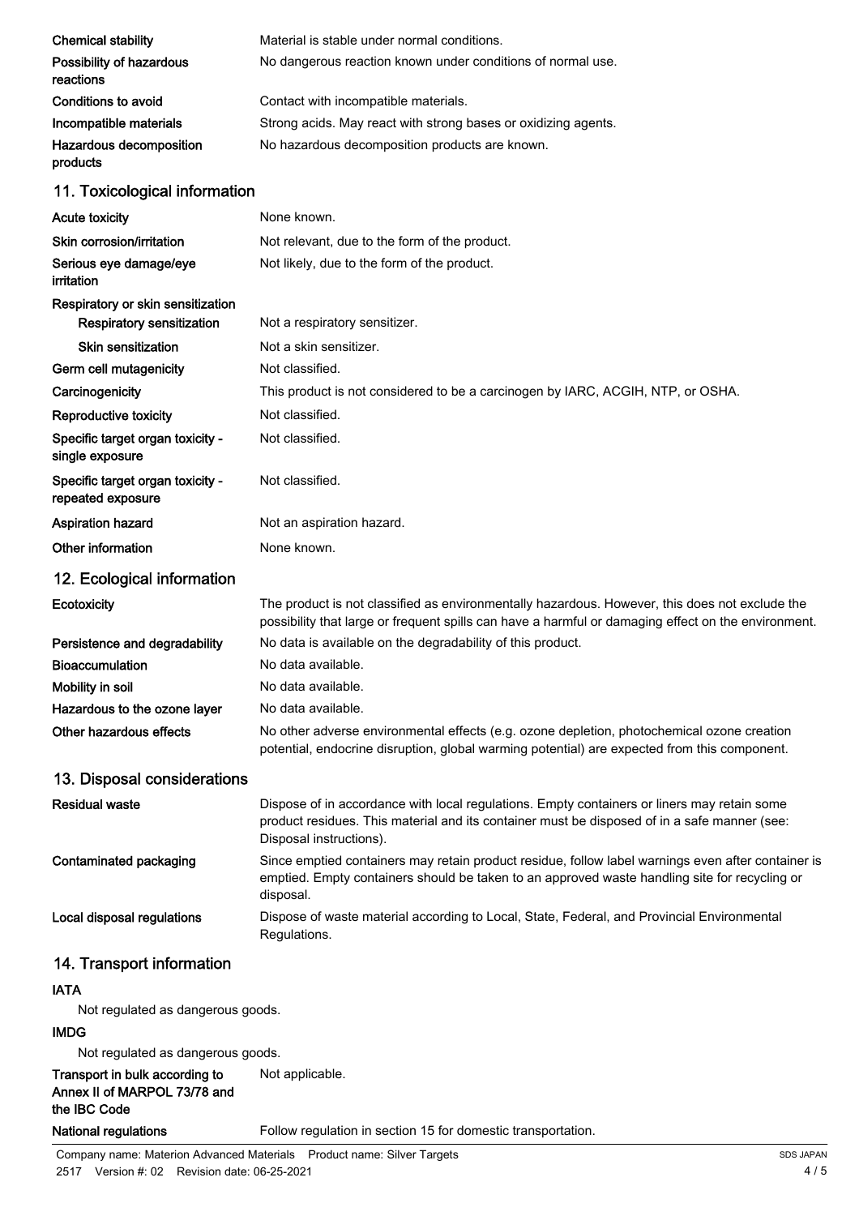| | |
|---|---|
| **Chemical stability** | Material is stable under normal conditions. |
| **Possibility of hazardous reactions** | No dangerous reaction known under conditions of normal use. |
| **Conditions to avoid** | Contact with incompatible materials. |
| **Incompatible materials** | Strong acids. May react with strong bases or oxidizing agents. |
| **Hazardous decomposition products** | No hazardous decomposition products are known. |

## 11. Toxicological information

| | |
|---|---|
| **Acute toxicity** | None known. |
| **Skin corrosion/irritation** | Not relevant, due to the form of the product. |
| **Serious eye damage/eye irritation** | Not likely, due to the form of the product. |
| **Respiratory or skin sensitization** | |
| **Respiratory sensitization** | Not a respiratory sensitizer. |
| **Skin sensitization** | Not a skin sensitizer. |
| **Germ cell mutagenicity** | Not classified. |
| **Carcinogenicity** | This product is not considered to be a carcinogen by IARC, ACGIH, NTP, or OSHA. |
| **Reproductive toxicity** | Not classified. |
| **Specific target organ toxicity - single exposure** | Not classified. |
| **Specific target organ toxicity - repeated exposure** | Not classified. |
| **Aspiration hazard** | Not an aspiration hazard. |
| **Other information** | None known. |

## 12. Ecological information

| | |
|---|---|
| **Ecotoxicity** | The product is not classified as environmentally hazardous. However, this does not exclude the possibility that large or frequent spills can have a harmful or damaging effect on the environment. |
| **Persistence and degradability** | No data is available on the degradability of this product. |
| **Bioaccumulation** | No data available. |
| **Mobility in soil** | No data available. |
| **Hazardous to the ozone layer** | No data available. |
| **Other hazardous effects** | No other adverse environmental effects (e.g. ozone depletion, photochemical ozone creation potential, endocrine disruption, global warming potential) are expected from this component. |

## 13. Disposal considerations

| | |
|---|---|
| **Residual waste** | Dispose of in accordance with local regulations. Empty containers or liners may retain some product residues. This material and its container must be disposed of in a safe manner (see: Disposal instructions). |
| **Contaminated packaging** | Since emptied containers may retain product residue, follow label warnings even after container is emptied. Empty containers should be taken to an approved waste handling site for recycling or disposal. |
| **Local disposal regulations** | Dispose of waste material according to Local, State, Federal, and Provincial Environmental Regulations. |

## 14. Transport information

**IATA**

Not regulated as dangerous goods.

**IMDG**

Not regulated as dangerous goods.

| | |
|---|---|
| **Transport in bulk according to Annex II of MARPOL 73/78 and the IBC Code** | Not applicable. |
| **National regulations** | Follow regulation in section 15 for domestic transportation. |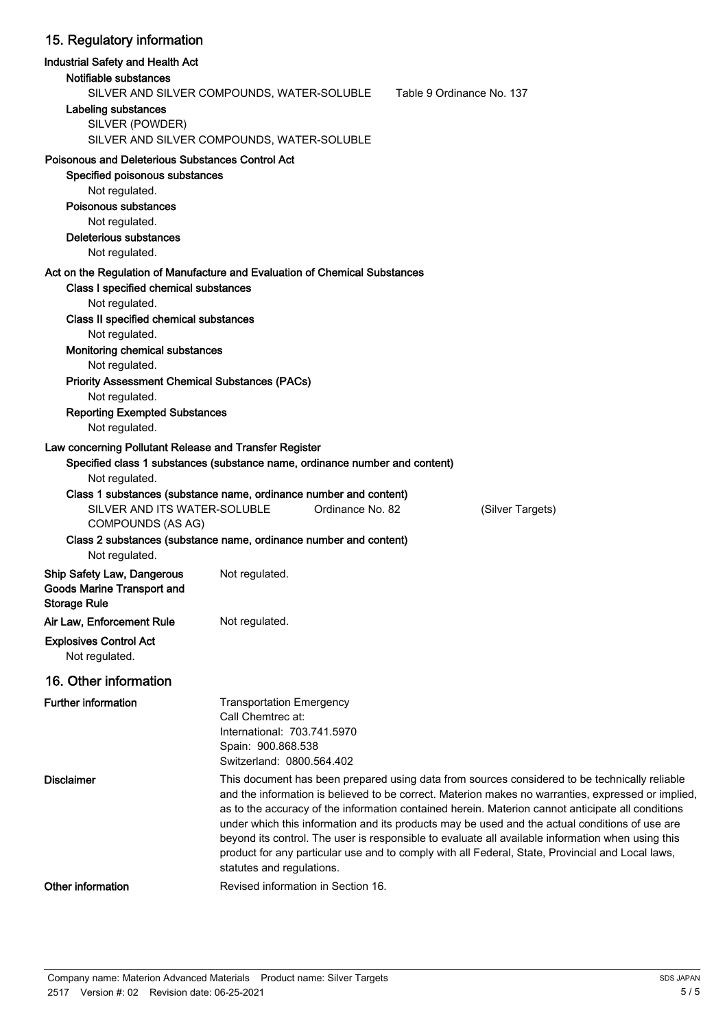## 15. Regulatory information

### Industrial Safety and Health Act

**Notifiable substances**

SILVER AND SILVER COMPOUNDS, WATER-SOLUBLE    Table 9 Ordinance No. 137

**Labeling substances**

SILVER (POWDER)

SILVER AND SILVER COMPOUNDS, WATER-SOLUBLE

### Poisonous and Deleterious Substances Control Act

**Specified poisonous substances**

Not regulated.

**Poisonous substances**

Not regulated.

**Deleterious substances**

Not regulated.

### Act on the Regulation of Manufacture and Evaluation of Chemical Substances

**Class I specified chemical substances**

Not regulated.

**Class II specified chemical substances**

Not regulated.

**Monitoring chemical substances**

Not regulated.

**Priority Assessment Chemical Substances (PACs)**

Not regulated.

**Reporting Exempted Substances**

Not regulated.

### Law concerning Pollutant Release and Transfer Register

**Specified class 1 substances (substance name, ordinance number and content)**

Not regulated.

**Class 1 substances (substance name, ordinance number and content)**

| | | |
|---|---|---|
| SILVER AND ITS WATER-SOLUBLE COMPOUNDS (AS AG) | Ordinance No. 82 | (Silver Targets) |

**Class 2 substances (substance name, ordinance number and content)**

Not regulated.

**Ship Safety Law, Dangerous Goods Marine Transport and Storage Rule** Not regulated.

**Air Law, Enforcement Rule** Not regulated.

**Explosives Control Act**

Not regulated.

## 16. Other information

**Further information**

Transportation Emergency
Call Chemtrec at:
International: 703.741.5970
Spain: 900.868.538
Switzerland: 0800.564.402

**Disclaimer**

This document has been prepared using data from sources considered to be technically reliable and the information is believed to be correct. Materion makes no warranties, expressed or implied, as to the accuracy of the information contained herein. Materion cannot anticipate all conditions under which this information and its products may be used and the actual conditions of use are beyond its control. The user is responsible to evaluate all available information when using this product for any particular use and to comply with all Federal, State, Provincial and Local laws, statutes and regulations.

**Other information**

Revised information in Section 16.